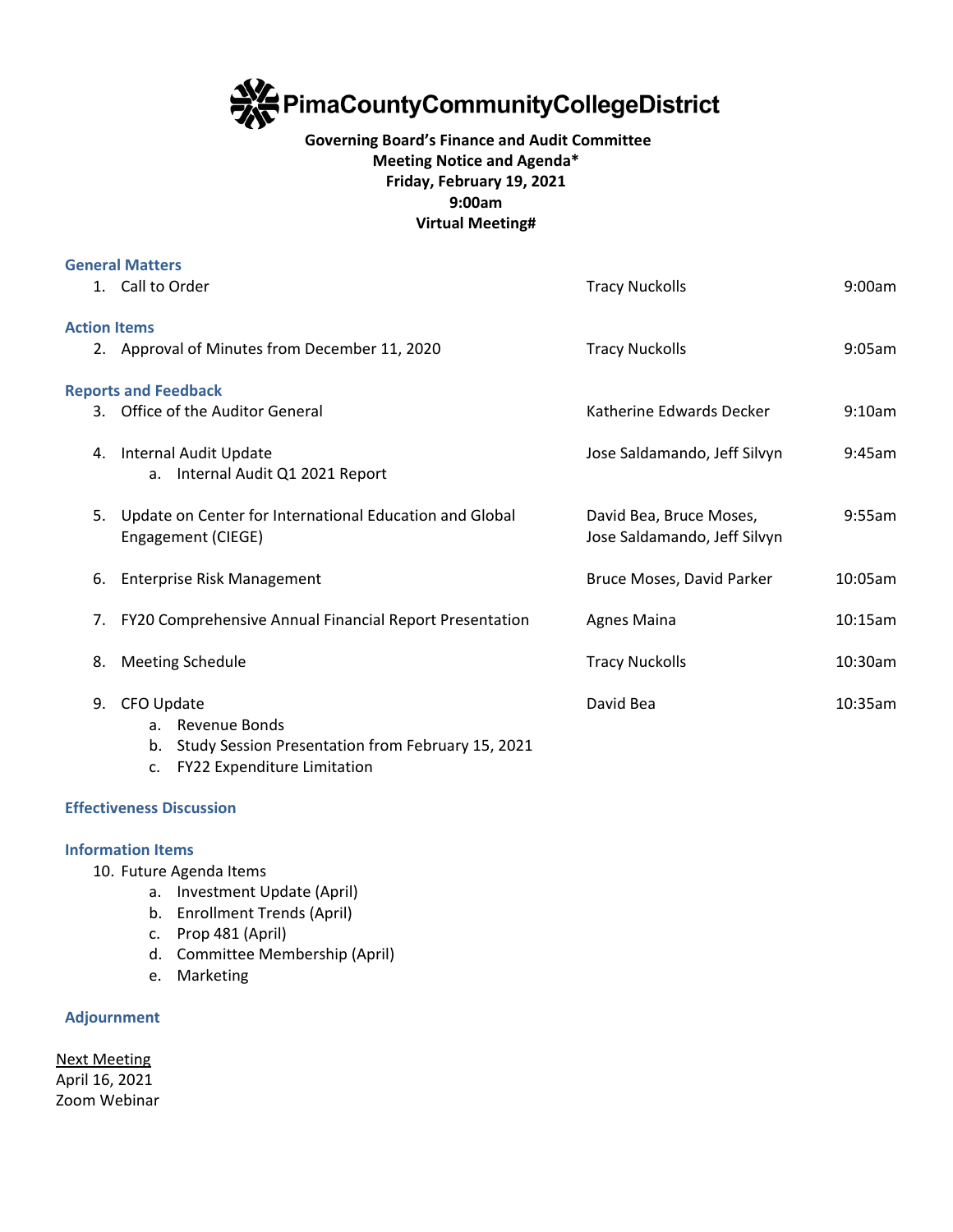# PimaCountyCommunityCollegeDistrict

**Governing Board's Finance and Audit Committee**
**Meeting Notice and Agenda***
**Friday, February 19, 2021**
**9:00am**
**Virtual Meeting#**

### General Matters

| | | |
|---|---|---|
| 1. Call to Order | Tracy Nuckolls | 9:00am |

### Action Items

| | | |
|---|---|---|
| 2. Approval of Minutes from December 11, 2020 | Tracy Nuckolls | 9:05am |

### Reports and Feedback

| | | |
|---|---|---|
| 3. Office of the Auditor General | Katherine Edwards Decker | 9:10am |
| 4. Internal Audit Update<br>a. Internal Audit Q1 2021 Report | Jose Saldamando, Jeff Silvyn | 9:45am |
| 5. Update on Center for International Education and Global Engagement (CIEGE) | David Bea, Bruce Moses, Jose Saldamando, Jeff Silvyn | 9:55am |
| 6. Enterprise Risk Management | Bruce Moses, David Parker | 10:05am |
| 7. FY20 Comprehensive Annual Financial Report Presentation | Agnes Maina | 10:15am |
| 8. Meeting Schedule | Tracy Nuckolls | 10:30am |
| 9. CFO Update<br>a. Revenue Bonds<br>b. Study Session Presentation from February 15, 2021<br>c. FY22 Expenditure Limitation | David Bea | 10:35am |

### Effectiveness Discussion

### Information Items

10. Future Agenda Items
    a. Investment Update (April)
    b. Enrollment Trends (April)
    c. Prop 481 (April)
    d. Committee Membership (April)
    e. Marketing

### Adjournment

Next Meeting
April 16, 2021
Zoom Webinar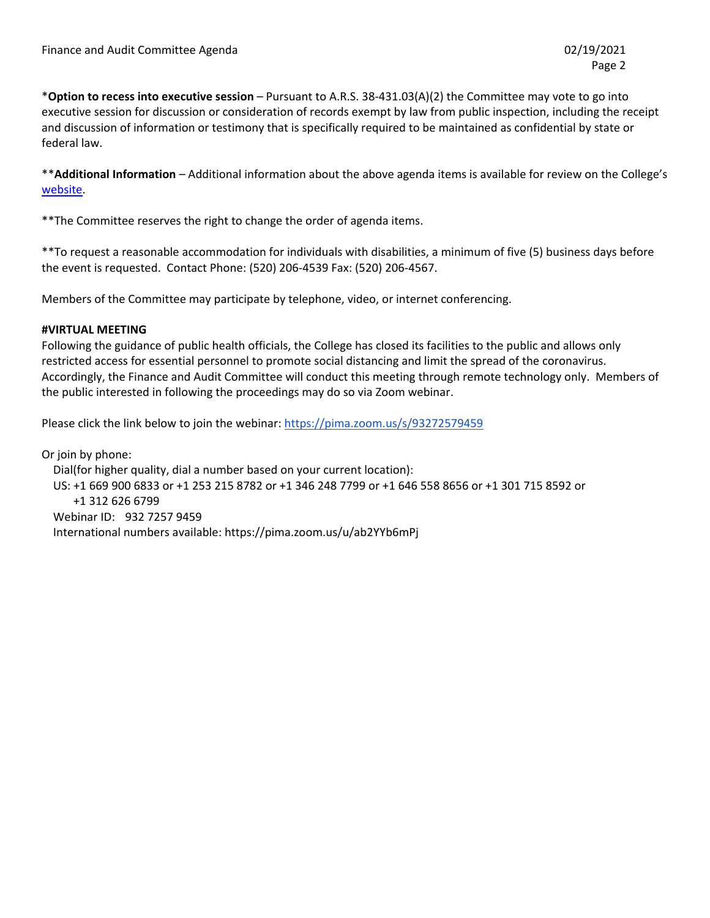*__Option to recess into executive session__ – Pursuant to A.R.S. 38-431.03(A)(2) the Committee may vote to go into executive session for discussion or consideration of records exempt by law from public inspection, including the receipt and discussion of information or testimony that is specifically required to be maintained as confidential by state or federal law.

**__Additional Information__ – Additional information about the above agenda items is available for review on the College's website.

**The Committee reserves the right to change the order of agenda items.

**To request a reasonable accommodation for individuals with disabilities, a minimum of five (5) business days before the event is requested. Contact Phone: (520) 206-4539 Fax: (520) 206-4567.

Members of the Committee may participate by telephone, video, or internet conferencing.

**#VIRTUAL MEETING**

Following the guidance of public health officials, the College has closed its facilities to the public and allows only restricted access for essential personnel to promote social distancing and limit the spread of the coronavirus. Accordingly, the Finance and Audit Committee will conduct this meeting through remote technology only. Members of the public interested in following the proceedings may do so via Zoom webinar.

Please click the link below to join the webinar: https://pima.zoom.us/s/93272579459

Or join by phone:

Dial(for higher quality, dial a number based on your current location):

US: +1 669 900 6833 or +1 253 215 8782 or +1 346 248 7799 or +1 646 558 8656 or +1 301 715 8592 or +1 312 626 6799

Webinar ID: 932 7257 9459

International numbers available: https://pima.zoom.us/u/ab2YYb6mPj